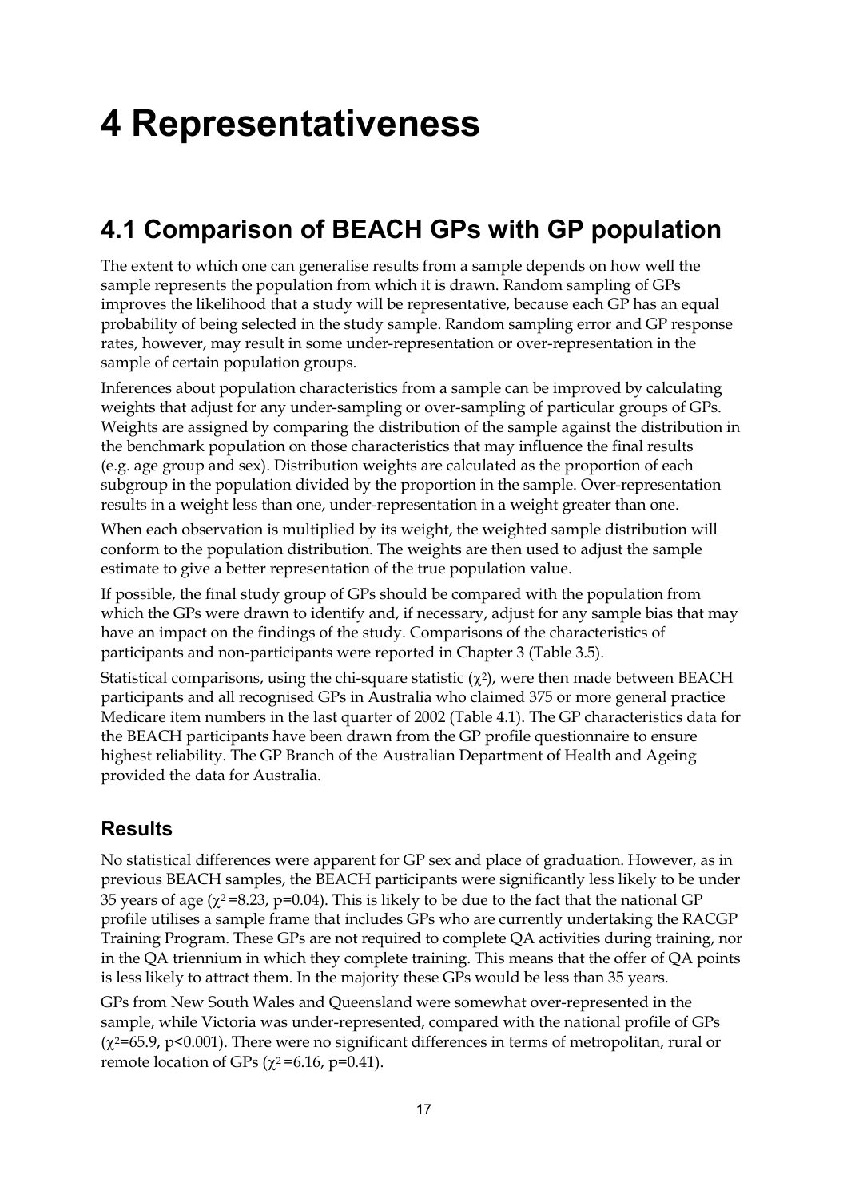# 4 Representativeness

## 4.1 Comparison of BEACH GPs with GP population

The extent to which one can generalise results from a sample depends on how well the sample represents the population from which it is drawn. Random sampling of GPs improves the likelihood that a study will be representative, because each GP has an equal probability of being selected in the study sample. Random sampling error and GP response rates, however, may result in some under-representation or over-representation in the sample of certain population groups.

Inferences about population characteristics from a sample can be improved by calculating weights that adjust for any under-sampling or over-sampling of particular groups of GPs. Weights are assigned by comparing the distribution of the sample against the distribution in the benchmark population on those characteristics that may influence the final results (e.g. age group and sex). Distribution weights are calculated as the proportion of each subgroup in the population divided by the proportion in the sample. Over-representation results in a weight less than one, under-representation in a weight greater than one.

When each observation is multiplied by its weight, the weighted sample distribution will conform to the population distribution. The weights are then used to adjust the sample estimate to give a better representation of the true population value.

If possible, the final study group of GPs should be compared with the population from which the GPs were drawn to identify and, if necessary, adjust for any sample bias that may have an impact on the findings of the study. Comparisons of the characteristics of participants and non-participants were reported in Chapter 3 (Table 3.5).

Statistical comparisons, using the chi-square statistic ($\chi^2$), were then made between BEACH participants and all recognised GPs in Australia who claimed 375 or more general practice Medicare item numbers in the last quarter of 2002 (Table 4.1). The GP characteristics data for the BEACH participants have been drawn from the GP profile questionnaire to ensure highest reliability. The GP Branch of the Australian Department of Health and Ageing provided the data for Australia.

### Results

No statistical differences were apparent for GP sex and place of graduation. However, as in previous BEACH samples, the BEACH participants were significantly less likely to be under 35 years of age ($\chi^2 = 8.23$, $p = 0.04$). This is likely to be due to the fact that the national GP profile utilises a sample frame that includes GPs who are currently undertaking the RACGP Training Program. These GPs are not required to complete QA activities during training, nor in the QA triennium in which they complete training. This means that the offer of QA points is less likely to attract them. In the majority these GPs would be less than 35 years.

GPs from New South Wales and Queensland were somewhat over-represented in the sample, while Victoria was under-represented, compared with the national profile of GPs ($\chi^2 = 65.9$, $p < 0.001$). There were no significant differences in terms of metropolitan, rural or remote location of GPs ($\chi^2 = 6.16$, $p = 0.41$).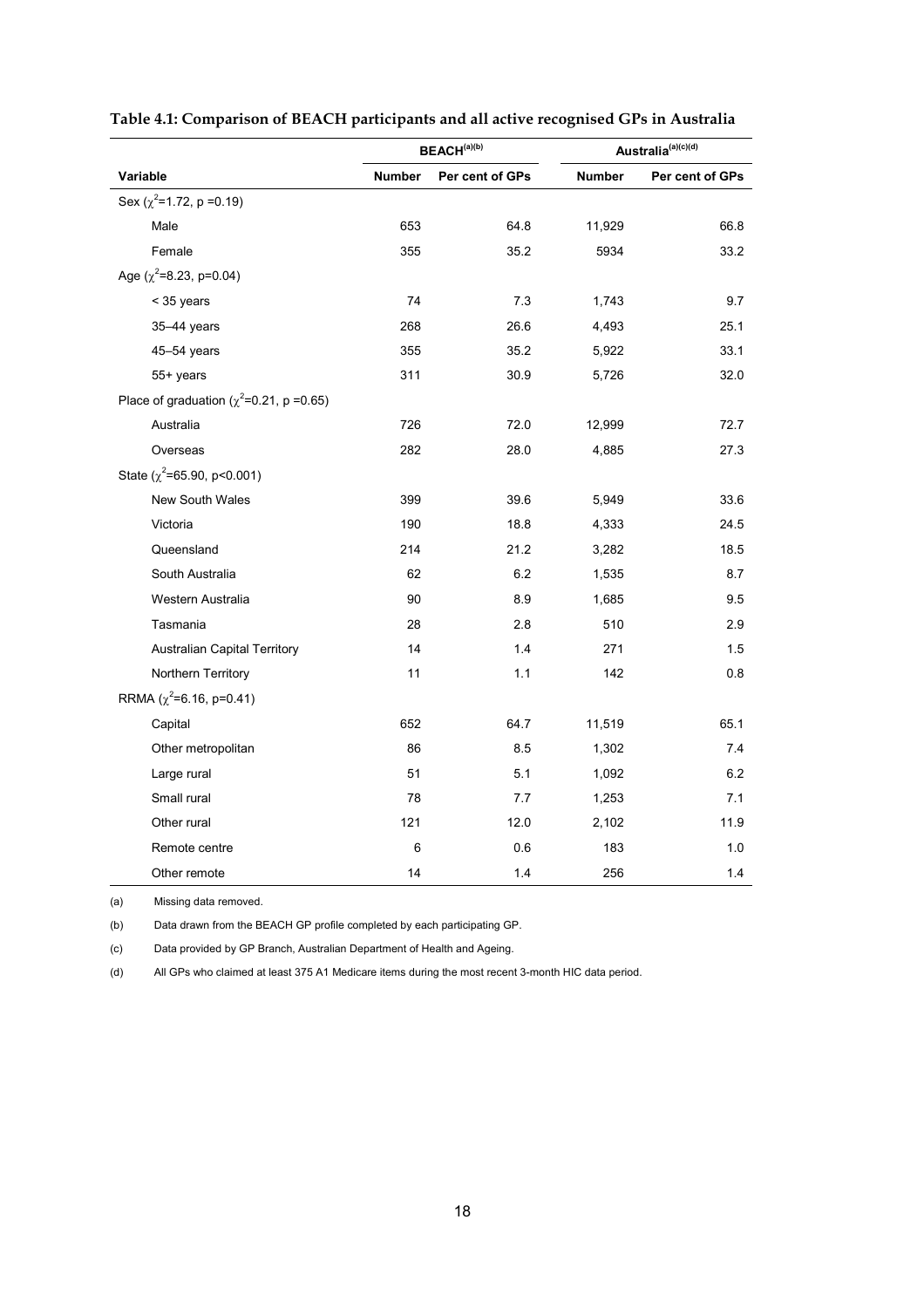**Table 4.1: Comparison of BEACH participants and all active recognised GPs in Australia**

| | BEACH[(a)(b)] | | Australia[(a)(c)(d)] | |
|---|---|---|---|---|
| **Variable** | **Number** | **Per cent of GPs** | **Number** | **Per cent of GPs** |
| Sex ($\chi^2$=1.72, p =0.19) | | | | |
| Male | 653 | 64.8 | 11,929 | 66.8 |
| Female | 355 | 35.2 | 5934 | 33.2 |
| Age ($\chi^2$=8.23, p=0.04) | | | | |
| < 35 years | 74 | 7.3 | 1,743 | 9.7 |
| 35–44 years | 268 | 26.6 | 4,493 | 25.1 |
| 45–54 years | 355 | 35.2 | 5,922 | 33.1 |
| 55+ years | 311 | 30.9 | 5,726 | 32.0 |
| Place of graduation ($\chi^2$=0.21, p =0.65) | | | | |
| Australia | 726 | 72.0 | 12,999 | 72.7 |
| Overseas | 282 | 28.0 | 4,885 | 27.3 |
| State ($\chi^2$=65.90, p<0.001) | | | | |
| New South Wales | 399 | 39.6 | 5,949 | 33.6 |
| Victoria | 190 | 18.8 | 4,333 | 24.5 |
| Queensland | 214 | 21.2 | 3,282 | 18.5 |
| South Australia | 62 | 6.2 | 1,535 | 8.7 |
| Western Australia | 90 | 8.9 | 1,685 | 9.5 |
| Tasmania | 28 | 2.8 | 510 | 2.9 |
| Australian Capital Territory | 14 | 1.4 | 271 | 1.5 |
| Northern Territory | 11 | 1.1 | 142 | 0.8 |
| RRMA ($\chi^2$=6.16, p=0.41) | | | | |
| Capital | 652 | 64.7 | 11,519 | 65.1 |
| Other metropolitan | 86 | 8.5 | 1,302 | 7.4 |
| Large rural | 51 | 5.1 | 1,092 | 6.2 |
| Small rural | 78 | 7.7 | 1,253 | 7.1 |
| Other rural | 121 | 12.0 | 2,102 | 11.9 |
| Remote centre | 6 | 0.6 | 183 | 1.0 |
| Other remote | 14 | 1.4 | 256 | 1.4 |

(a) Missing data removed.

(b) Data drawn from the BEACH GP profile completed by each participating GP.

(c) Data provided by GP Branch, Australian Department of Health and Ageing.

(d) All GPs who claimed at least 375 A1 Medicare items during the most recent 3-month HIC data period.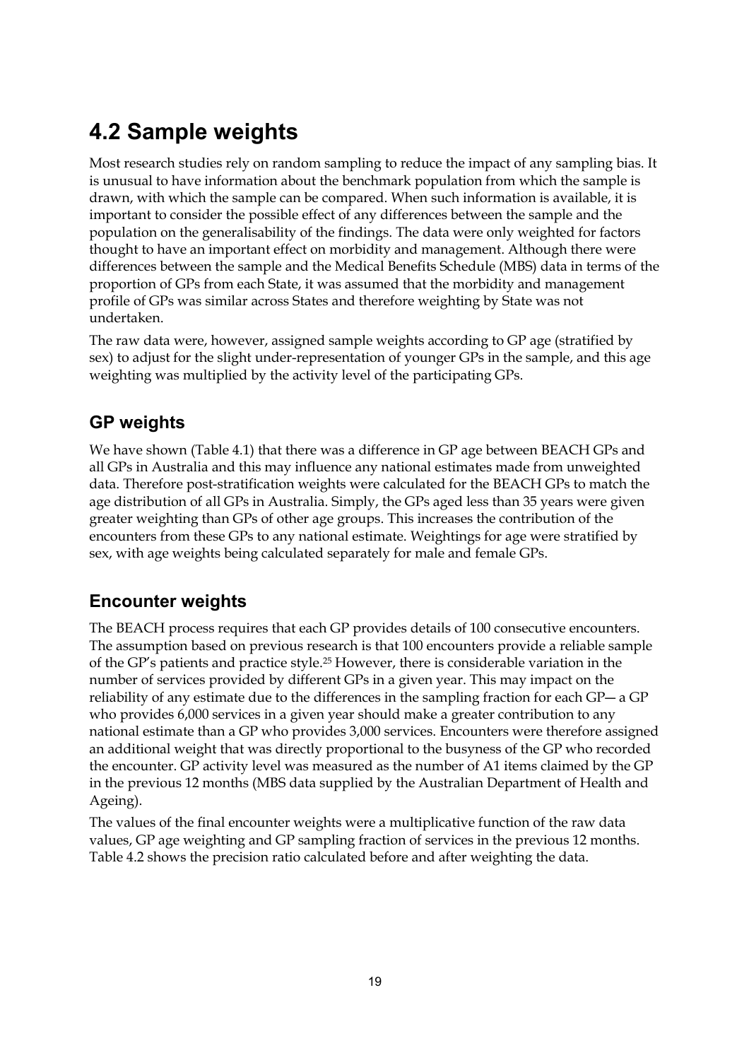# 4.2 Sample weights

Most research studies rely on random sampling to reduce the impact of any sampling bias. It is unusual to have information about the benchmark population from which the sample is drawn, with which the sample can be compared. When such information is available, it is important to consider the possible effect of any differences between the sample and the population on the generalisability of the findings. The data were only weighted for factors thought to have an important effect on morbidity and management. Although there were differences between the sample and the Medical Benefits Schedule (MBS) data in terms of the proportion of GPs from each State, it was assumed that the morbidity and management profile of GPs was similar across States and therefore weighting by State was not undertaken.

The raw data were, however, assigned sample weights according to GP age (stratified by sex) to adjust for the slight under-representation of younger GPs in the sample, and this age weighting was multiplied by the activity level of the participating GPs.

## GP weights

We have shown (Table 4.1) that there was a difference in GP age between BEACH GPs and all GPs in Australia and this may influence any national estimates made from unweighted data. Therefore post-stratification weights were calculated for the BEACH GPs to match the age distribution of all GPs in Australia. Simply, the GPs aged less than 35 years were given greater weighting than GPs of other age groups. This increases the contribution of the encounters from these GPs to any national estimate. Weightings for age were stratified by sex, with age weights being calculated separately for male and female GPs.

## Encounter weights

The BEACH process requires that each GP provides details of 100 consecutive encounters. The assumption based on previous research is that 100 encounters provide a reliable sample of the GP's patients and practice style.[25] However, there is considerable variation in the number of services provided by different GPs in a given year. This may impact on the reliability of any estimate due to the differences in the sampling fraction for each GP— a GP who provides 6,000 services in a given year should make a greater contribution to any national estimate than a GP who provides 3,000 services. Encounters were therefore assigned an additional weight that was directly proportional to the busyness of the GP who recorded the encounter. GP activity level was measured as the number of A1 items claimed by the GP in the previous 12 months (MBS data supplied by the Australian Department of Health and Ageing).

The values of the final encounter weights were a multiplicative function of the raw data values, GP age weighting and GP sampling fraction of services in the previous 12 months. Table 4.2 shows the precision ratio calculated before and after weighting the data.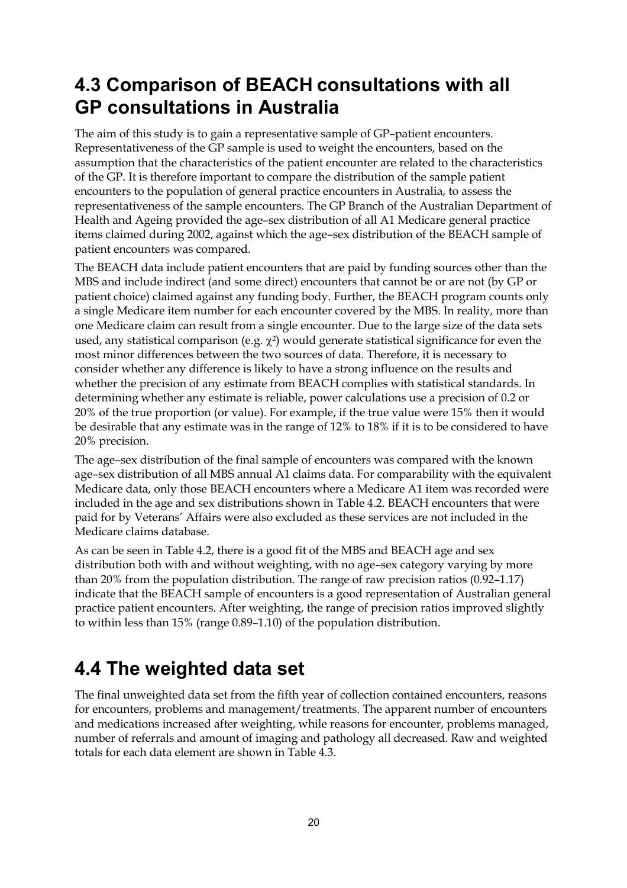## 4.3 Comparison of BEACH consultations with all GP consultations in Australia

The aim of this study is to gain a representative sample of GP–patient encounters. Representativeness of the GP sample is used to weight the encounters, based on the assumption that the characteristics of the patient encounter are related to the characteristics of the GP. It is therefore important to compare the distribution of the sample patient encounters to the population of general practice encounters in Australia, to assess the representativeness of the sample encounters. The GP Branch of the Australian Department of Health and Ageing provided the age–sex distribution of all A1 Medicare general practice items claimed during 2002, against which the age–sex distribution of the BEACH sample of patient encounters was compared.

The BEACH data include patient encounters that are paid by funding sources other than the MBS and include indirect (and some direct) encounters that cannot be or are not (by GP or patient choice) claimed against any funding body. Further, the BEACH program counts only a single Medicare item number for each encounter covered by the MBS. In reality, more than one Medicare claim can result from a single encounter. Due to the large size of the data sets used, any statistical comparison (e.g. $\chi^2$) would generate statistical significance for even the most minor differences between the two sources of data. Therefore, it is necessary to consider whether any difference is likely to have a strong influence on the results and whether the precision of any estimate from BEACH complies with statistical standards. In determining whether any estimate is reliable, power calculations use a precision of 0.2 or 20% of the true proportion (or value). For example, if the true value were 15% then it would be desirable that any estimate was in the range of 12% to 18% if it is to be considered to have 20% precision.

The age–sex distribution of the final sample of encounters was compared with the known age–sex distribution of all MBS annual A1 claims data. For comparability with the equivalent Medicare data, only those BEACH encounters where a Medicare A1 item was recorded were included in the age and sex distributions shown in Table 4.2. BEACH encounters that were paid for by Veterans' Affairs were also excluded as these services are not included in the Medicare claims database.

As can be seen in Table 4.2, there is a good fit of the MBS and BEACH age and sex distribution both with and without weighting, with no age–sex category varying by more than 20% from the population distribution. The range of raw precision ratios (0.92–1.17) indicate that the BEACH sample of encounters is a good representation of Australian general practice patient encounters. After weighting, the range of precision ratios improved slightly to within less than 15% (range 0.89–1.10) of the population distribution.

## 4.4 The weighted data set

The final unweighted data set from the fifth year of collection contained encounters, reasons for encounters, problems and management/treatments. The apparent number of encounters and medications increased after weighting, while reasons for encounter, problems managed, number of referrals and amount of imaging and pathology all decreased. Raw and weighted totals for each data element are shown in Table 4.3.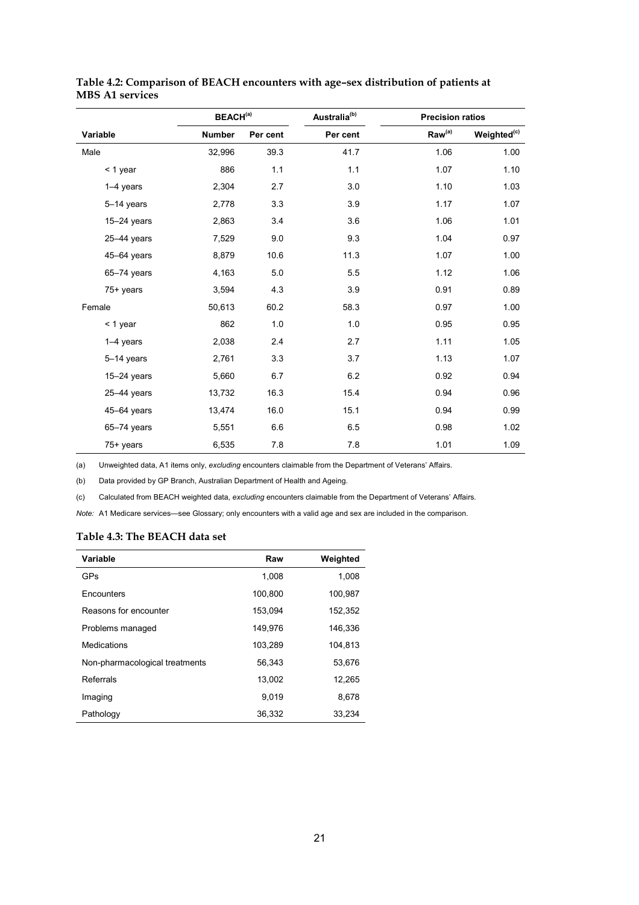**Table 4.2: Comparison of BEACH encounters with age–sex distribution of patients at MBS A1 services**

| | BEACH[(a)] | | Australia[(b)] | Precision ratios | |
|---|---|---|---|---|---|
| Variable | Number | Per cent | Per cent | Raw[(a)] | Weighted[(c)] |
| Male | 32,996 | 39.3 | 41.7 | 1.06 | 1.00 |
| < 1 year | 886 | 1.1 | 1.1 | 1.07 | 1.10 |
| 1–4 years | 2,304 | 2.7 | 3.0 | 1.10 | 1.03 |
| 5–14 years | 2,778 | 3.3 | 3.9 | 1.17 | 1.07 |
| 15–24 years | 2,863 | 3.4 | 3.6 | 1.06 | 1.01 |
| 25–44 years | 7,529 | 9.0 | 9.3 | 1.04 | 0.97 |
| 45–64 years | 8,879 | 10.6 | 11.3 | 1.07 | 1.00 |
| 65–74 years | 4,163 | 5.0 | 5.5 | 1.12 | 1.06 |
| 75+ years | 3,594 | 4.3 | 3.9 | 0.91 | 0.89 |
| Female | 50,613 | 60.2 | 58.3 | 0.97 | 1.00 |
| < 1 year | 862 | 1.0 | 1.0 | 0.95 | 0.95 |
| 1–4 years | 2,038 | 2.4 | 2.7 | 1.11 | 1.05 |
| 5–14 years | 2,761 | 3.3 | 3.7 | 1.13 | 1.07 |
| 15–24 years | 5,660 | 6.7 | 6.2 | 0.92 | 0.94 |
| 25–44 years | 13,732 | 16.3 | 15.4 | 0.94 | 0.96 |
| 45–64 years | 13,474 | 16.0 | 15.1 | 0.94 | 0.99 |
| 65–74 years | 5,551 | 6.6 | 6.5 | 0.98 | 1.02 |
| 75+ years | 6,535 | 7.8 | 7.8 | 1.01 | 1.09 |

(a) Unweighted data, A1 items only, *excluding* encounters claimable from the Department of Veterans' Affairs.

(b) Data provided by GP Branch, Australian Department of Health and Ageing.

(c) Calculated from BEACH weighted data, *excluding* encounters claimable from the Department of Veterans' Affairs.

*Note:* A1 Medicare services—see Glossary; only encounters with a valid age and sex are included in the comparison.

**Table 4.3: The BEACH data set**

| Variable | Raw | Weighted |
|---|---|---|
| GPs | 1,008 | 1,008 |
| Encounters | 100,800 | 100,987 |
| Reasons for encounter | 153,094 | 152,352 |
| Problems managed | 149,976 | 146,336 |
| Medications | 103,289 | 104,813 |
| Non-pharmacological treatments | 56,343 | 53,676 |
| Referrals | 13,002 | 12,265 |
| Imaging | 9,019 | 8,678 |
| Pathology | 36,332 | 33,234 |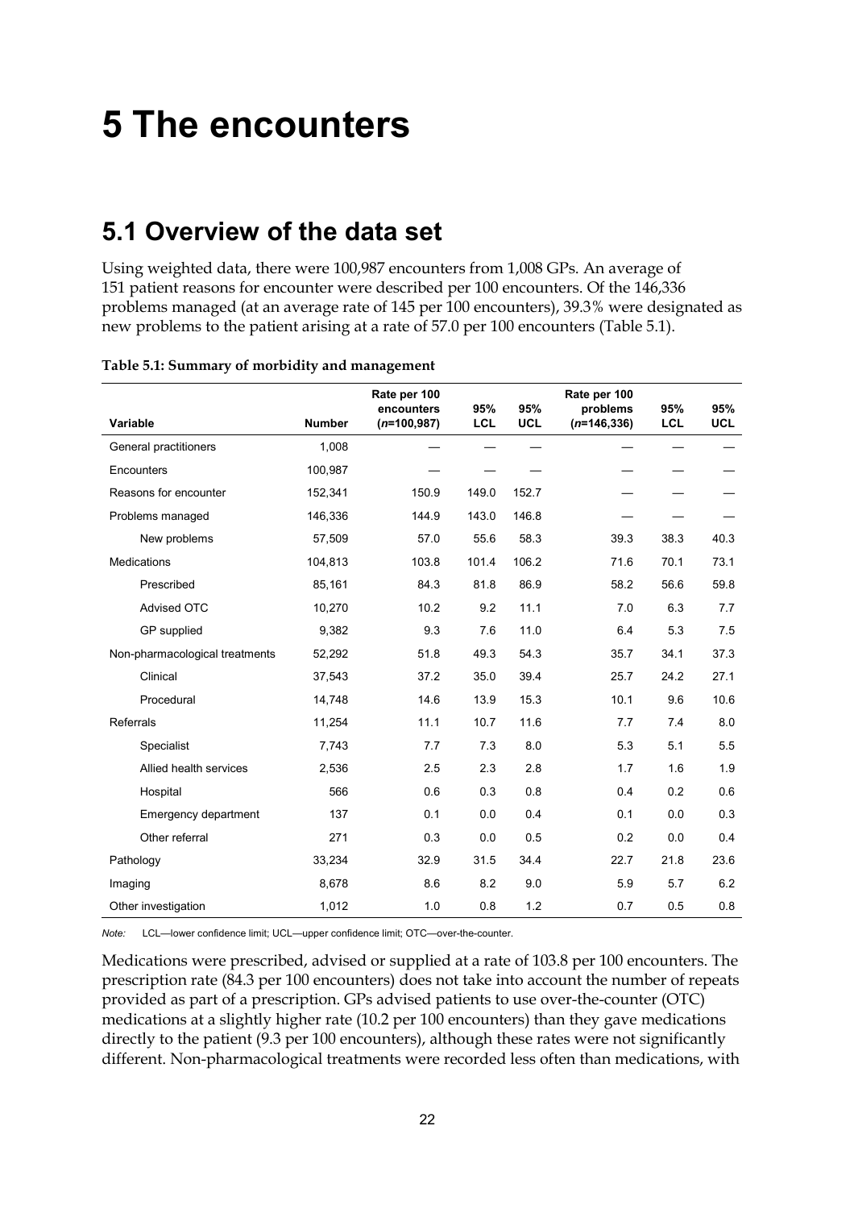# 5 The encounters

## 5.1 Overview of the data set

Using weighted data, there were 100,987 encounters from 1,008 GPs. An average of 151 patient reasons for encounter were described per 100 encounters. Of the 146,336 problems managed (at an average rate of 145 per 100 encounters), 39.3% were designated as new problems to the patient arising at a rate of 57.0 per 100 encounters (Table 5.1).

**Table 5.1: Summary of morbidity and management**

| Variable | Number | Rate per 100 encounters (*n*=100,987) | 95% LCL | 95% UCL | Rate per 100 problems (*n*=146,336) | 95% LCL | 95% UCL |
|---|---|---|---|---|---|---|---|
| General practitioners | 1,008 | — | — | — | — | — | — |
| Encounters | 100,987 | — | — | — | — | — | — |
| Reasons for encounter | 152,341 | 150.9 | 149.0 | 152.7 | — | — | — |
| Problems managed | 146,336 | 144.9 | 143.0 | 146.8 | — | — | — |
| New problems | 57,509 | 57.0 | 55.6 | 58.3 | 39.3 | 38.3 | 40.3 |
| Medications | 104,813 | 103.8 | 101.4 | 106.2 | 71.6 | 70.1 | 73.1 |
| Prescribed | 85,161 | 84.3 | 81.8 | 86.9 | 58.2 | 56.6 | 59.8 |
| Advised OTC | 10,270 | 10.2 | 9.2 | 11.1 | 7.0 | 6.3 | 7.7 |
| GP supplied | 9,382 | 9.3 | 7.6 | 11.0 | 6.4 | 5.3 | 7.5 |
| Non-pharmacological treatments | 52,292 | 51.8 | 49.3 | 54.3 | 35.7 | 34.1 | 37.3 |
| Clinical | 37,543 | 37.2 | 35.0 | 39.4 | 25.7 | 24.2 | 27.1 |
| Procedural | 14,748 | 14.6 | 13.9 | 15.3 | 10.1 | 9.6 | 10.6 |
| Referrals | 11,254 | 11.1 | 10.7 | 11.6 | 7.7 | 7.4 | 8.0 |
| Specialist | 7,743 | 7.7 | 7.3 | 8.0 | 5.3 | 5.1 | 5.5 |
| Allied health services | 2,536 | 2.5 | 2.3 | 2.8 | 1.7 | 1.6 | 1.9 |
| Hospital | 566 | 0.6 | 0.3 | 0.8 | 0.4 | 0.2 | 0.6 |
| Emergency department | 137 | 0.1 | 0.0 | 0.4 | 0.1 | 0.0 | 0.3 |
| Other referral | 271 | 0.3 | 0.0 | 0.5 | 0.2 | 0.0 | 0.4 |
| Pathology | 33,234 | 32.9 | 31.5 | 34.4 | 22.7 | 21.8 | 23.6 |
| Imaging | 8,678 | 8.6 | 8.2 | 9.0 | 5.9 | 5.7 | 6.2 |
| Other investigation | 1,012 | 1.0 | 0.8 | 1.2 | 0.7 | 0.5 | 0.8 |

*Note:* LCL—lower confidence limit; UCL—upper confidence limit; OTC—over-the-counter.

Medications were prescribed, advised or supplied at a rate of 103.8 per 100 encounters. The prescription rate (84.3 per 100 encounters) does not take into account the number of repeats provided as part of a prescription. GPs advised patients to use over-the-counter (OTC) medications at a slightly higher rate (10.2 per 100 encounters) than they gave medications directly to the patient (9.3 per 100 encounters), although these rates were not significantly different. Non-pharmacological treatments were recorded less often than medications, with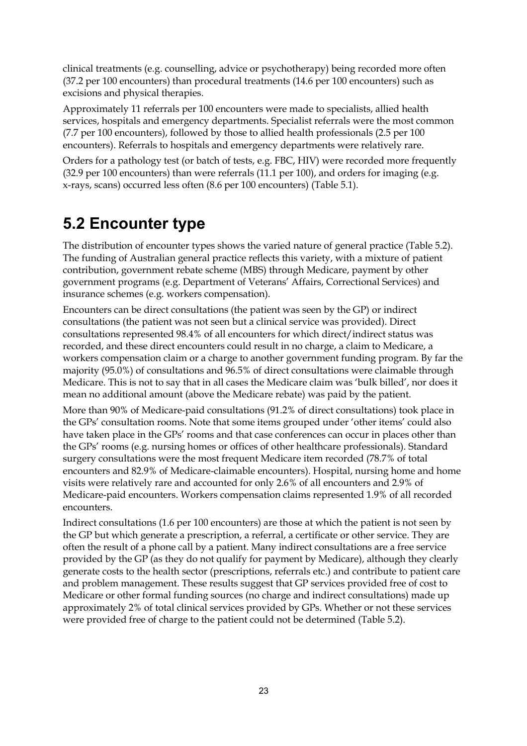clinical treatments (e.g. counselling, advice or psychotherapy) being recorded more often (37.2 per 100 encounters) than procedural treatments (14.6 per 100 encounters) such as excisions and physical therapies.

Approximately 11 referrals per 100 encounters were made to specialists, allied health services, hospitals and emergency departments. Specialist referrals were the most common (7.7 per 100 encounters), followed by those to allied health professionals (2.5 per 100 encounters). Referrals to hospitals and emergency departments were relatively rare.

Orders for a pathology test (or batch of tests, e.g. FBC, HIV) were recorded more frequently (32.9 per 100 encounters) than were referrals (11.1 per 100), and orders for imaging (e.g. x-rays, scans) occurred less often (8.6 per 100 encounters) (Table 5.1).

## 5.2 Encounter type

The distribution of encounter types shows the varied nature of general practice (Table 5.2). The funding of Australian general practice reflects this variety, with a mixture of patient contribution, government rebate scheme (MBS) through Medicare, payment by other government programs (e.g. Department of Veterans' Affairs, Correctional Services) and insurance schemes (e.g. workers compensation).

Encounters can be direct consultations (the patient was seen by the GP) or indirect consultations (the patient was not seen but a clinical service was provided). Direct consultations represented 98.4% of all encounters for which direct/indirect status was recorded, and these direct encounters could result in no charge, a claim to Medicare, a workers compensation claim or a charge to another government funding program. By far the majority (95.0%) of consultations and 96.5% of direct consultations were claimable through Medicare. This is not to say that in all cases the Medicare claim was 'bulk billed', nor does it mean no additional amount (above the Medicare rebate) was paid by the patient.

More than 90% of Medicare-paid consultations (91.2% of direct consultations) took place in the GPs' consultation rooms. Note that some items grouped under 'other items' could also have taken place in the GPs' rooms and that case conferences can occur in places other than the GPs' rooms (e.g. nursing homes or offices of other healthcare professionals). Standard surgery consultations were the most frequent Medicare item recorded (78.7% of total encounters and 82.9% of Medicare-claimable encounters). Hospital, nursing home and home visits were relatively rare and accounted for only 2.6% of all encounters and 2.9% of Medicare-paid encounters. Workers compensation claims represented 1.9% of all recorded encounters.

Indirect consultations (1.6 per 100 encounters) are those at which the patient is not seen by the GP but which generate a prescription, a referral, a certificate or other service. They are often the result of a phone call by a patient. Many indirect consultations are a free service provided by the GP (as they do not qualify for payment by Medicare), although they clearly generate costs to the health sector (prescriptions, referrals etc.) and contribute to patient care and problem management. These results suggest that GP services provided free of cost to Medicare or other formal funding sources (no charge and indirect consultations) made up approximately 2% of total clinical services provided by GPs. Whether or not these services were provided free of charge to the patient could not be determined (Table 5.2).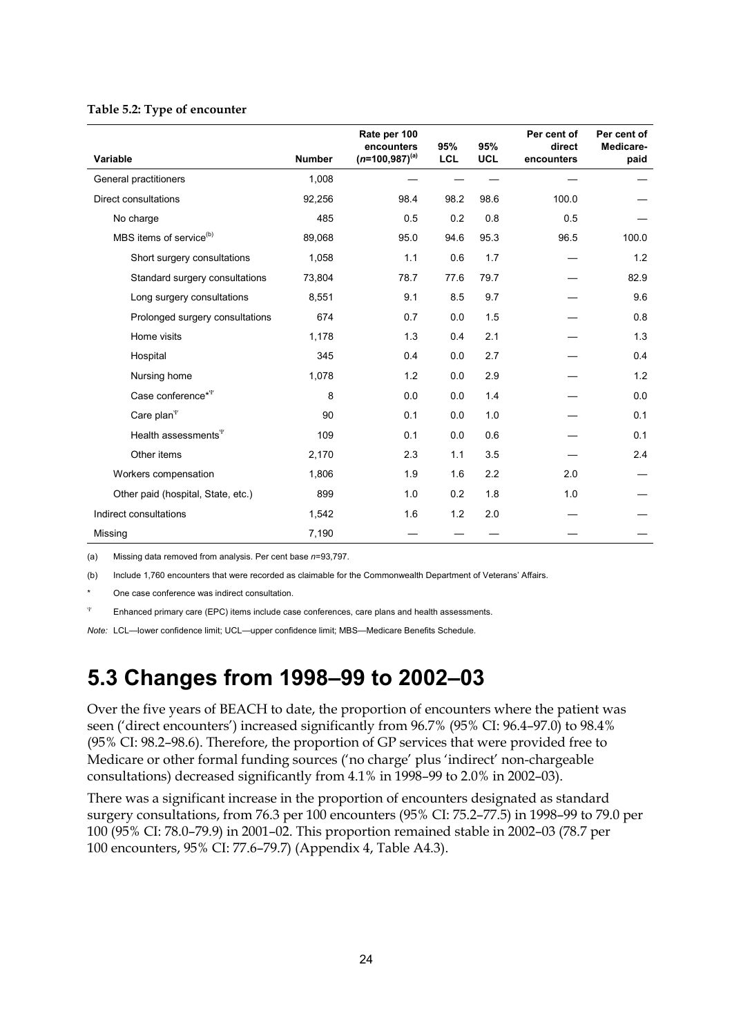**Table 5.2: Type of encounter**

| Variable | Number | Rate per 100 encounters ($n$=100,987)[(a)] | 95% LCL | 95% UCL | Per cent of direct encounters | Per cent of Medicare-paid |
|---|---|---|---|---|---|---|
| General practitioners | 1,008 | — | — | — | — | — |
| Direct consultations | 92,256 | 98.4 | 98.2 | 98.6 | 100.0 | — |
| No charge | 485 | 0.5 | 0.2 | 0.8 | 0.5 | — |
| MBS items of service[(b)] | 89,068 | 95.0 | 94.6 | 95.3 | 96.5 | 100.0 |
| Short surgery consultations | 1,058 | 1.1 | 0.6 | 1.7 | — | 1.2 |
| Standard surgery consultations | 73,804 | 78.7 | 77.6 | 79.7 | — | 82.9 |
| Long surgery consultations | 8,551 | 9.1 | 8.5 | 9.7 | — | 9.6 |
| Prolonged surgery consultations | 674 | 0.7 | 0.0 | 1.5 | — | 0.8 |
| Home visits | 1,178 | 1.3 | 0.4 | 2.1 | — | 1.3 |
| Hospital | 345 | 0.4 | 0.0 | 2.7 | — | 0.4 |
| Nursing home | 1,078 | 1.2 | 0.0 | 2.9 | — | 1.2 |
| Case conference*[Ψ] | 8 | 0.0 | 0.0 | 1.4 | — | 0.0 |
| Care plan[Ψ] | 90 | 0.1 | 0.0 | 1.0 | — | 0.1 |
| Health assessments[Ψ] | 109 | 0.1 | 0.0 | 0.6 | — | 0.1 |
| Other items | 2,170 | 2.3 | 1.1 | 3.5 | — | 2.4 |
| Workers compensation | 1,806 | 1.9 | 1.6 | 2.2 | 2.0 | — |
| Other paid (hospital, State, etc.) | 899 | 1.0 | 0.2 | 1.8 | 1.0 | — |
| Indirect consultations | 1,542 | 1.6 | 1.2 | 2.0 | — | — |
| Missing | 7,190 | — | — | — | — | — |

(a) Missing data removed from analysis. Per cent base $n$=93,797.

(b) Include 1,760 encounters that were recorded as claimable for the Commonwealth Department of Veterans' Affairs.

\* One case conference was indirect consultation.

Ψ Enhanced primary care (EPC) items include case conferences, care plans and health assessments.

*Note:* LCL—lower confidence limit; UCL—upper confidence limit; MBS—Medicare Benefits Schedule.

# 5.3 Changes from 1998–99 to 2002–03

Over the five years of BEACH to date, the proportion of encounters where the patient was seen ('direct encounters') increased significantly from 96.7% (95% CI: 96.4–97.0) to 98.4% (95% CI: 98.2–98.6). Therefore, the proportion of GP services that were provided free to Medicare or other formal funding sources ('no charge' plus 'indirect' non-chargeable consultations) decreased significantly from 4.1% in 1998–99 to 2.0% in 2002–03).

There was a significant increase in the proportion of encounters designated as standard surgery consultations, from 76.3 per 100 encounters (95% CI: 75.2–77.5) in 1998–99 to 79.0 per 100 (95% CI: 78.0–79.9) in 2001–02. This proportion remained stable in 2002–03 (78.7 per 100 encounters, 95% CI: 77.6–79.7) (Appendix 4, Table A4.3).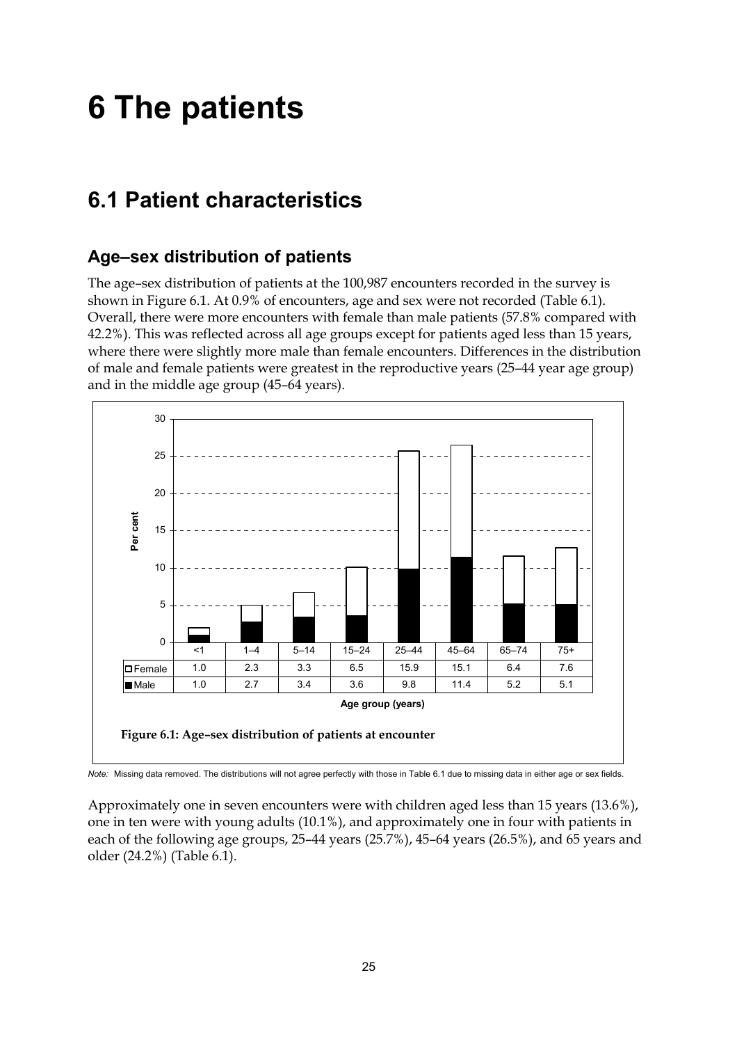# 6 The patients

## 6.1 Patient characteristics

### Age–sex distribution of patients

The age–sex distribution of patients at the 100,987 encounters recorded in the survey is shown in Figure 6.1. At 0.9% of encounters, age and sex were not recorded (Table 6.1). Overall, there were more encounters with female than male patients (57.8% compared with 42.2%). This was reflected across all age groups except for patients aged less than 15 years, where there were slightly more male than female encounters. Differences in the distribution of male and female patients were greatest in the reproductive years (25–44 year age group) and in the middle age group (45–64 years).

| | <1 | 1–4 | 5–14 | 15–24 | 25–44 | 45–64 | 65–74 | 75+ |
|---|---|---|---|---|---|---|---|---|
| Female | 1.0 | 2.3 | 3.3 | 6.5 | 15.9 | 15.1 | 6.4 | 7.6 |
| Male | 1.0 | 2.7 | 3.4 | 3.6 | 9.8 | 11.4 | 5.2 | 5.1 |

Age group (years)

**Figure 6.1: Age–sex distribution of patients at encounter**

*Note:* Missing data removed. The distributions will not agree perfectly with those in Table 6.1 due to missing data in either age or sex fields.

Approximately one in seven encounters were with children aged less than 15 years (13.6%), one in ten were with young adults (10.1%), and approximately one in four with patients in each of the following age groups, 25–44 years (25.7%), 45–64 years (26.5%), and 65 years and older (24.2%) (Table 6.1).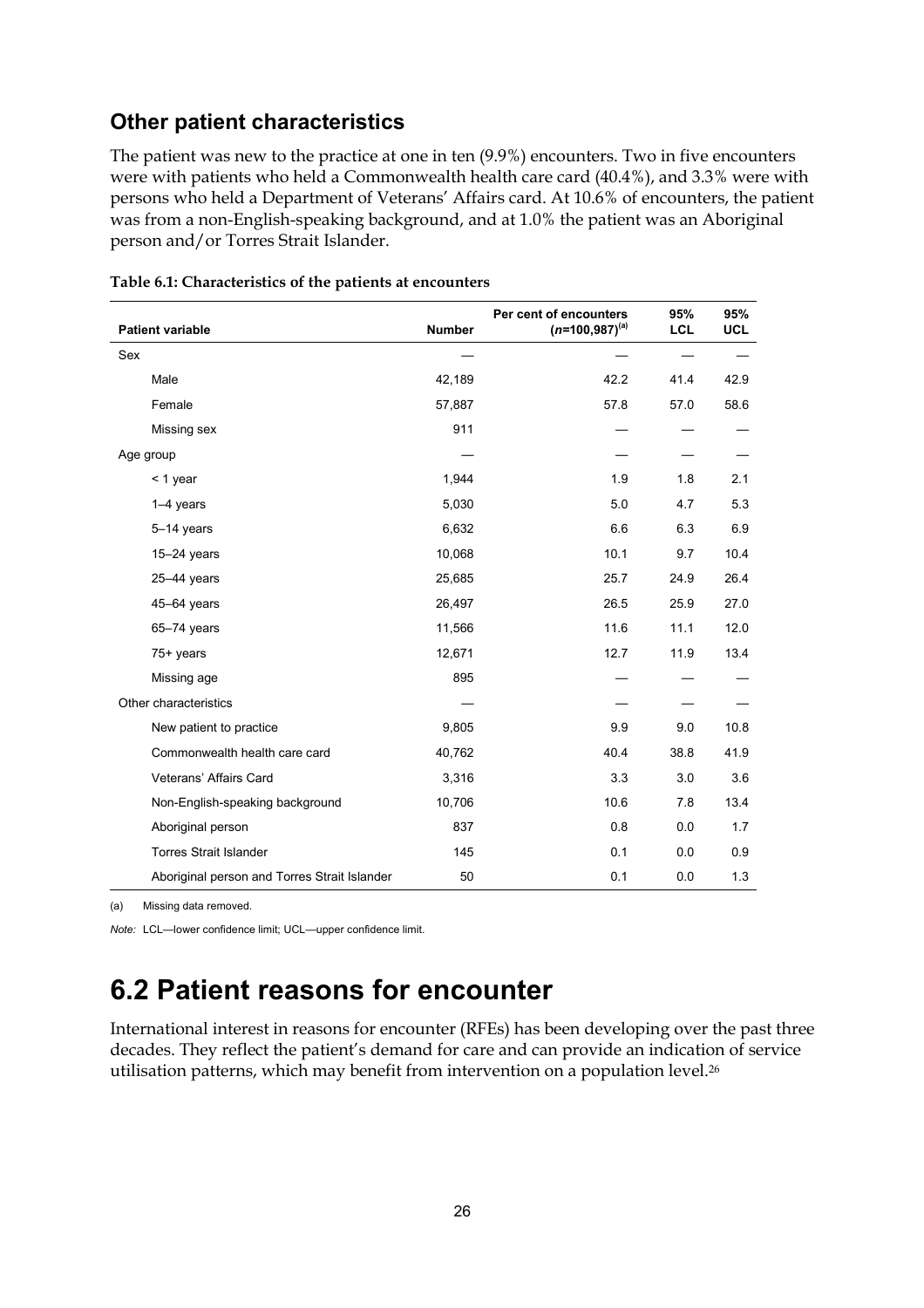## Other patient characteristics

The patient was new to the practice at one in ten (9.9%) encounters. Two in five encounters were with patients who held a Commonwealth health care card (40.4%), and 3.3% were with persons who held a Department of Veterans' Affairs card. At 10.6% of encounters, the patient was from a non-English-speaking background, and at 1.0% the patient was an Aboriginal person and/or Torres Strait Islander.

**Table 6.1: Characteristics of the patients at encounters**

| Patient variable | Number | Per cent of encounters ($n$=100,987)[(a)] | 95% LCL | 95% UCL |
|---|---|---|---|---|
| Sex | — | — | — | — |
| Male | 42,189 | 42.2 | 41.4 | 42.9 |
| Female | 57,887 | 57.8 | 57.0 | 58.6 |
| Missing sex | 911 | — | — | — |
| Age group | — | — | — | — |
| < 1 year | 1,944 | 1.9 | 1.8 | 2.1 |
| 1–4 years | 5,030 | 5.0 | 4.7 | 5.3 |
| 5–14 years | 6,632 | 6.6 | 6.3 | 6.9 |
| 15–24 years | 10,068 | 10.1 | 9.7 | 10.4 |
| 25–44 years | 25,685 | 25.7 | 24.9 | 26.4 |
| 45–64 years | 26,497 | 26.5 | 25.9 | 27.0 |
| 65–74 years | 11,566 | 11.6 | 11.1 | 12.0 |
| 75+ years | 12,671 | 12.7 | 11.9 | 13.4 |
| Missing age | 895 | — | — | — |
| Other characteristics | — | — | — | — |
| New patient to practice | 9,805 | 9.9 | 9.0 | 10.8 |
| Commonwealth health care card | 40,762 | 40.4 | 38.8 | 41.9 |
| Veterans' Affairs Card | 3,316 | 3.3 | 3.0 | 3.6 |
| Non-English-speaking background | 10,706 | 10.6 | 7.8 | 13.4 |
| Aboriginal person | 837 | 0.8 | 0.0 | 1.7 |
| Torres Strait Islander | 145 | 0.1 | 0.0 | 0.9 |
| Aboriginal person and Torres Strait Islander | 50 | 0.1 | 0.0 | 1.3 |

(a) Missing data removed.

*Note:* LCL—lower confidence limit; UCL—upper confidence limit.

# 6.2 Patient reasons for encounter

International interest in reasons for encounter (RFEs) has been developing over the past three decades. They reflect the patient's demand for care and can provide an indication of service utilisation patterns, which may benefit from intervention on a population level.[26]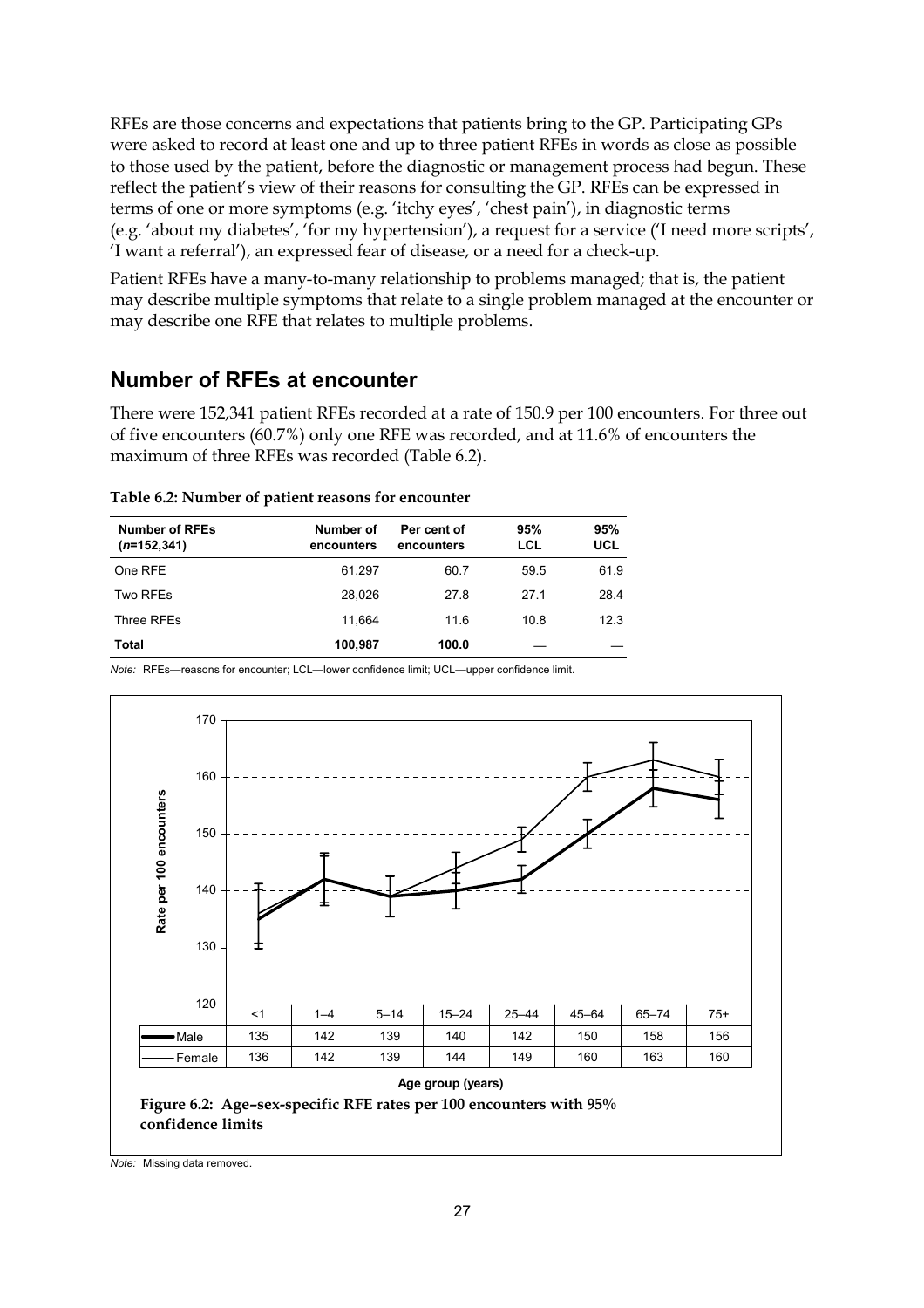RFEs are those concerns and expectations that patients bring to the GP. Participating GPs were asked to record at least one and up to three patient RFEs in words as close as possible to those used by the patient, before the diagnostic or management process had begun. These reflect the patient's view of their reasons for consulting the GP. RFEs can be expressed in terms of one or more symptoms (e.g. 'itchy eyes', 'chest pain'), in diagnostic terms (e.g. 'about my diabetes', 'for my hypertension'), a request for a service ('I need more scripts', 'I want a referral'), an expressed fear of disease, or a need for a check-up.

Patient RFEs have a many-to-many relationship to problems managed; that is, the patient may describe multiple symptoms that relate to a single problem managed at the encounter or may describe one RFE that relates to multiple problems.

## Number of RFEs at encounter

There were 152,341 patient RFEs recorded at a rate of 150.9 per 100 encounters. For three out of five encounters (60.7%) only one RFE was recorded, and at 11.6% of encounters the maximum of three RFEs was recorded (Table 6.2).

**Table 6.2: Number of patient reasons for encounter**

| Number of RFEs (*n*=152,341) | Number of encounters | Per cent of encounters | 95% LCL | 95% UCL |
|---|---|---|---|---|
| One RFE | 61,297 | 60.7 | 59.5 | 61.9 |
| Two RFEs | 28,026 | 27.8 | 27.1 | 28.4 |
| Three RFEs | 11,664 | 11.6 | 10.8 | 12.3 |
| **Total** | **100,987** | **100.0** | — | — |

*Note:* RFEs—reasons for encounter; LCL—lower confidence limit; UCL—upper confidence limit.

| Age group (years) | <1 | 1–4 | 5–14 | 15–24 | 25–44 | 45–64 | 65–74 | 75+ |
|---|---|---|---|---|---|---|---|---|
| Male | 135 | 142 | 139 | 140 | 142 | 150 | 158 | 156 |
| Female | 136 | 142 | 139 | 144 | 149 | 160 | 163 | 160 |

**Figure 6.2: Age–sex-specific RFE rates per 100 encounters with 95% confidence limits**

*Note:* Missing data removed.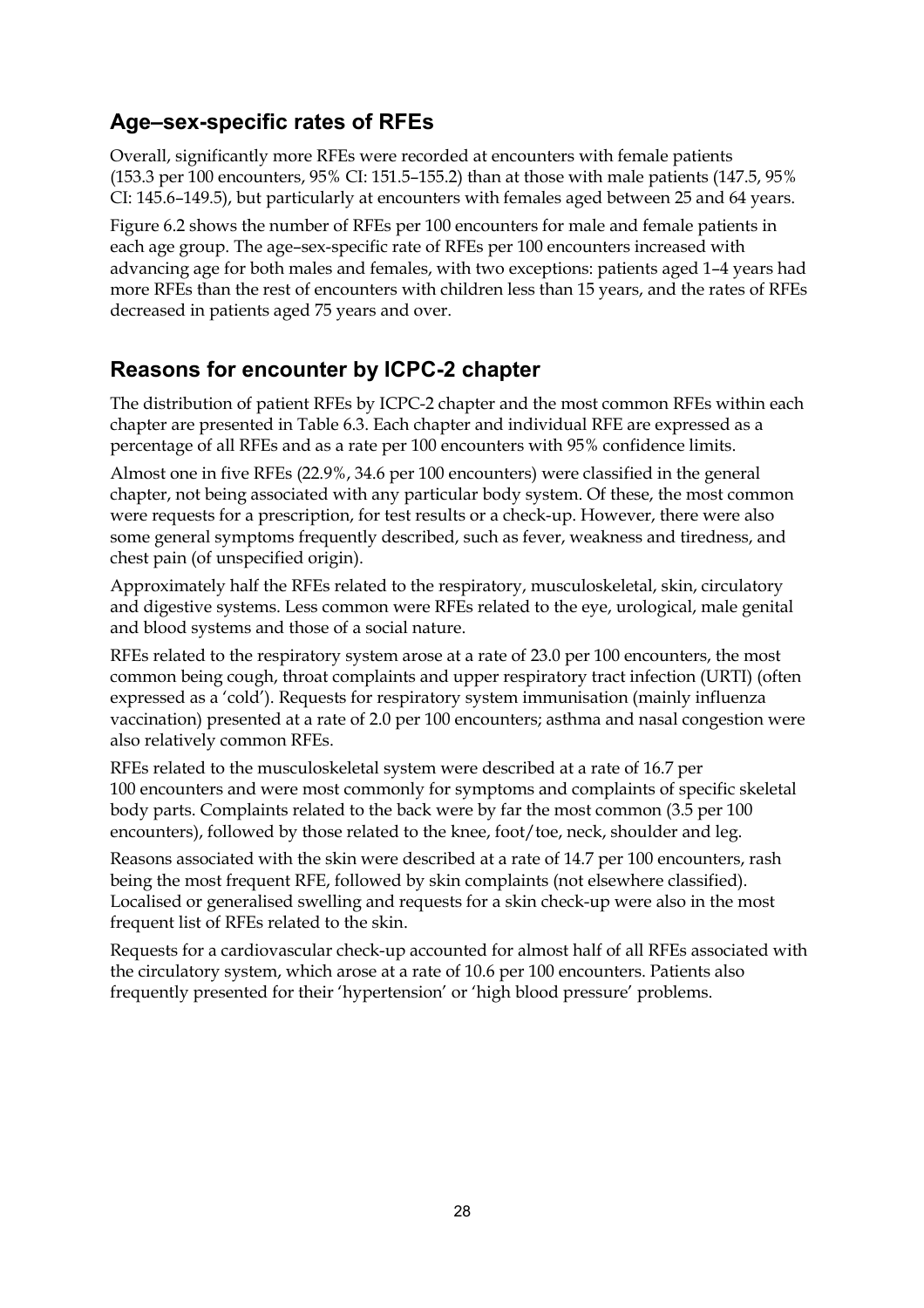## Age–sex-specific rates of RFEs

Overall, significantly more RFEs were recorded at encounters with female patients (153.3 per 100 encounters, 95% CI: 151.5–155.2) than at those with male patients (147.5, 95% CI: 145.6–149.5), but particularly at encounters with females aged between 25 and 64 years.

Figure 6.2 shows the number of RFEs per 100 encounters for male and female patients in each age group. The age–sex-specific rate of RFEs per 100 encounters increased with advancing age for both males and females, with two exceptions: patients aged 1–4 years had more RFEs than the rest of encounters with children less than 15 years, and the rates of RFEs decreased in patients aged 75 years and over.

## Reasons for encounter by ICPC-2 chapter

The distribution of patient RFEs by ICPC-2 chapter and the most common RFEs within each chapter are presented in Table 6.3. Each chapter and individual RFE are expressed as a percentage of all RFEs and as a rate per 100 encounters with 95% confidence limits.

Almost one in five RFEs (22.9%, 34.6 per 100 encounters) were classified in the general chapter, not being associated with any particular body system. Of these, the most common were requests for a prescription, for test results or a check-up. However, there were also some general symptoms frequently described, such as fever, weakness and tiredness, and chest pain (of unspecified origin).

Approximately half the RFEs related to the respiratory, musculoskeletal, skin, circulatory and digestive systems. Less common were RFEs related to the eye, urological, male genital and blood systems and those of a social nature.

RFEs related to the respiratory system arose at a rate of 23.0 per 100 encounters, the most common being cough, throat complaints and upper respiratory tract infection (URTI) (often expressed as a 'cold'). Requests for respiratory system immunisation (mainly influenza vaccination) presented at a rate of 2.0 per 100 encounters; asthma and nasal congestion were also relatively common RFEs.

RFEs related to the musculoskeletal system were described at a rate of 16.7 per 100 encounters and were most commonly for symptoms and complaints of specific skeletal body parts. Complaints related to the back were by far the most common (3.5 per 100 encounters), followed by those related to the knee, foot/toe, neck, shoulder and leg.

Reasons associated with the skin were described at a rate of 14.7 per 100 encounters, rash being the most frequent RFE, followed by skin complaints (not elsewhere classified). Localised or generalised swelling and requests for a skin check-up were also in the most frequent list of RFEs related to the skin.

Requests for a cardiovascular check-up accounted for almost half of all RFEs associated with the circulatory system, which arose at a rate of 10.6 per 100 encounters. Patients also frequently presented for their 'hypertension' or 'high blood pressure' problems.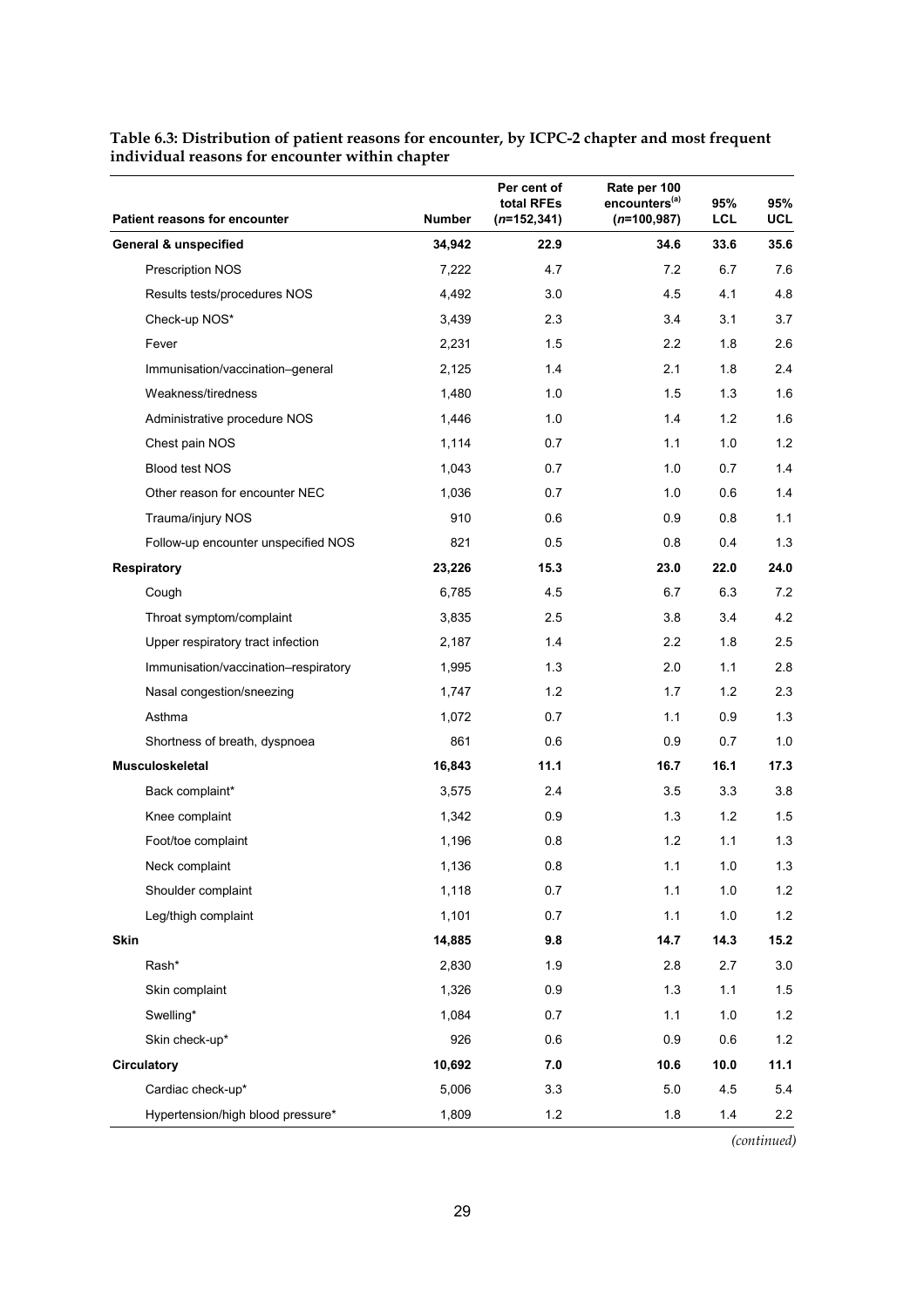**Table 6.3: Distribution of patient reasons for encounter, by ICPC-2 chapter and most frequent individual reasons for encounter within chapter**

| Patient reasons for encounter | Number | Per cent of total RFEs (*n*=152,341) | Rate per 100 encounters[(a)] (*n*=100,987) | 95% LCL | 95% UCL |
|---|---|---|---|---|---|
| **General & unspecified** | **34,942** | **22.9** | **34.6** | **33.6** | **35.6** |
| Prescription NOS | 7,222 | 4.7 | 7.2 | 6.7 | 7.6 |
| Results tests/procedures NOS | 4,492 | 3.0 | 4.5 | 4.1 | 4.8 |
| Check-up NOS* | 3,439 | 2.3 | 3.4 | 3.1 | 3.7 |
| Fever | 2,231 | 1.5 | 2.2 | 1.8 | 2.6 |
| Immunisation/vaccination–general | 2,125 | 1.4 | 2.1 | 1.8 | 2.4 |
| Weakness/tiredness | 1,480 | 1.0 | 1.5 | 1.3 | 1.6 |
| Administrative procedure NOS | 1,446 | 1.0 | 1.4 | 1.2 | 1.6 |
| Chest pain NOS | 1,114 | 0.7 | 1.1 | 1.0 | 1.2 |
| Blood test NOS | 1,043 | 0.7 | 1.0 | 0.7 | 1.4 |
| Other reason for encounter NEC | 1,036 | 0.7 | 1.0 | 0.6 | 1.4 |
| Trauma/injury NOS | 910 | 0.6 | 0.9 | 0.8 | 1.1 |
| Follow-up encounter unspecified NOS | 821 | 0.5 | 0.8 | 0.4 | 1.3 |
| **Respiratory** | **23,226** | **15.3** | **23.0** | **22.0** | **24.0** |
| Cough | 6,785 | 4.5 | 6.7 | 6.3 | 7.2 |
| Throat symptom/complaint | 3,835 | 2.5 | 3.8 | 3.4 | 4.2 |
| Upper respiratory tract infection | 2,187 | 1.4 | 2.2 | 1.8 | 2.5 |
| Immunisation/vaccination–respiratory | 1,995 | 1.3 | 2.0 | 1.1 | 2.8 |
| Nasal congestion/sneezing | 1,747 | 1.2 | 1.7 | 1.2 | 2.3 |
| Asthma | 1,072 | 0.7 | 1.1 | 0.9 | 1.3 |
| Shortness of breath, dyspnoea | 861 | 0.6 | 0.9 | 0.7 | 1.0 |
| **Musculoskeletal** | **16,843** | **11.1** | **16.7** | **16.1** | **17.3** |
| Back complaint* | 3,575 | 2.4 | 3.5 | 3.3 | 3.8 |
| Knee complaint | 1,342 | 0.9 | 1.3 | 1.2 | 1.5 |
| Foot/toe complaint | 1,196 | 0.8 | 1.2 | 1.1 | 1.3 |
| Neck complaint | 1,136 | 0.8 | 1.1 | 1.0 | 1.3 |
| Shoulder complaint | 1,118 | 0.7 | 1.1 | 1.0 | 1.2 |
| Leg/thigh complaint | 1,101 | 0.7 | 1.1 | 1.0 | 1.2 |
| **Skin** | **14,885** | **9.8** | **14.7** | **14.3** | **15.2** |
| Rash* | 2,830 | 1.9 | 2.8 | 2.7 | 3.0 |
| Skin complaint | 1,326 | 0.9 | 1.3 | 1.1 | 1.5 |
| Swelling* | 1,084 | 0.7 | 1.1 | 1.0 | 1.2 |
| Skin check-up* | 926 | 0.6 | 0.9 | 0.6 | 1.2 |
| **Circulatory** | **10,692** | **7.0** | **10.6** | **10.0** | **11.1** |
| Cardiac check-up* | 5,006 | 3.3 | 5.0 | 4.5 | 5.4 |
| Hypertension/high blood pressure* | 1,809 | 1.2 | 1.8 | 1.4 | 2.2 |

*(continued)*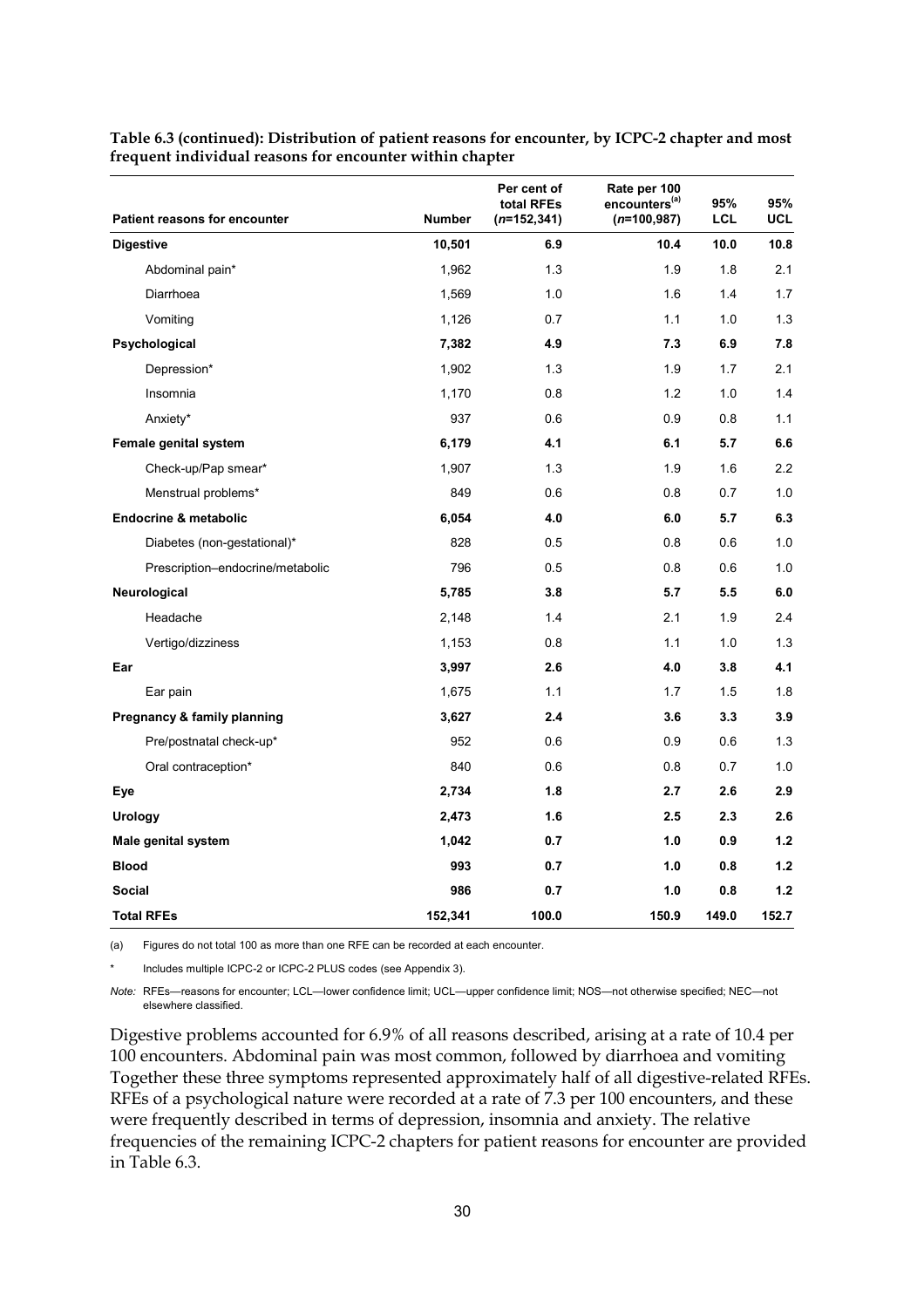**Table 6.3 (continued): Distribution of patient reasons for encounter, by ICPC-2 chapter and most frequent individual reasons for encounter within chapter**

| Patient reasons for encounter | Number | Per cent of total RFEs (*n*=152,341) | Rate per 100 encounters[(a)] (*n*=100,987) | 95% LCL | 95% UCL |
|---|---|---|---|---|---|
| **Digestive** | **10,501** | **6.9** | **10.4** | **10.0** | **10.8** |
| Abdominal pain* | 1,962 | 1.3 | 1.9 | 1.8 | 2.1 |
| Diarrhoea | 1,569 | 1.0 | 1.6 | 1.4 | 1.7 |
| Vomiting | 1,126 | 0.7 | 1.1 | 1.0 | 1.3 |
| **Psychological** | **7,382** | **4.9** | **7.3** | **6.9** | **7.8** |
| Depression* | 1,902 | 1.3 | 1.9 | 1.7 | 2.1 |
| Insomnia | 1,170 | 0.8 | 1.2 | 1.0 | 1.4 |
| Anxiety* | 937 | 0.6 | 0.9 | 0.8 | 1.1 |
| **Female genital system** | **6,179** | **4.1** | **6.1** | **5.7** | **6.6** |
| Check-up/Pap smear* | 1,907 | 1.3 | 1.9 | 1.6 | 2.2 |
| Menstrual problems* | 849 | 0.6 | 0.8 | 0.7 | 1.0 |
| **Endocrine & metabolic** | **6,054** | **4.0** | **6.0** | **5.7** | **6.3** |
| Diabetes (non-gestational)* | 828 | 0.5 | 0.8 | 0.6 | 1.0 |
| Prescription–endocrine/metabolic | 796 | 0.5 | 0.8 | 0.6 | 1.0 |
| **Neurological** | **5,785** | **3.8** | **5.7** | **5.5** | **6.0** |
| Headache | 2,148 | 1.4 | 2.1 | 1.9 | 2.4 |
| Vertigo/dizziness | 1,153 | 0.8 | 1.1 | 1.0 | 1.3 |
| **Ear** | **3,997** | **2.6** | **4.0** | **3.8** | **4.1** |
| Ear pain | 1,675 | 1.1 | 1.7 | 1.5 | 1.8 |
| **Pregnancy & family planning** | **3,627** | **2.4** | **3.6** | **3.3** | **3.9** |
| Pre/postnatal check-up* | 952 | 0.6 | 0.9 | 0.6 | 1.3 |
| Oral contraception* | 840 | 0.6 | 0.8 | 0.7 | 1.0 |
| **Eye** | **2,734** | **1.8** | **2.7** | **2.6** | **2.9** |
| **Urology** | **2,473** | **1.6** | **2.5** | **2.3** | **2.6** |
| **Male genital system** | **1,042** | **0.7** | **1.0** | **0.9** | **1.2** |
| **Blood** | **993** | **0.7** | **1.0** | **0.8** | **1.2** |
| **Social** | **986** | **0.7** | **1.0** | **0.8** | **1.2** |
| **Total RFEs** | **152,341** | **100.0** | **150.9** | **149.0** | **152.7** |

(a) Figures do not total 100 as more than one RFE can be recorded at each encounter.

\* Includes multiple ICPC-2 or ICPC-2 PLUS codes (see Appendix 3).

*Note:* RFEs—reasons for encounter; LCL—lower confidence limit; UCL—upper confidence limit; NOS—not otherwise specified; NEC—not elsewhere classified.

Digestive problems accounted for 6.9% of all reasons described, arising at a rate of 10.4 per 100 encounters. Abdominal pain was most common, followed by diarrhoea and vomiting Together these three symptoms represented approximately half of all digestive-related RFEs. RFEs of a psychological nature were recorded at a rate of 7.3 per 100 encounters, and these were frequently described in terms of depression, insomnia and anxiety. The relative frequencies of the remaining ICPC-2 chapters for patient reasons for encounter are provided in Table 6.3.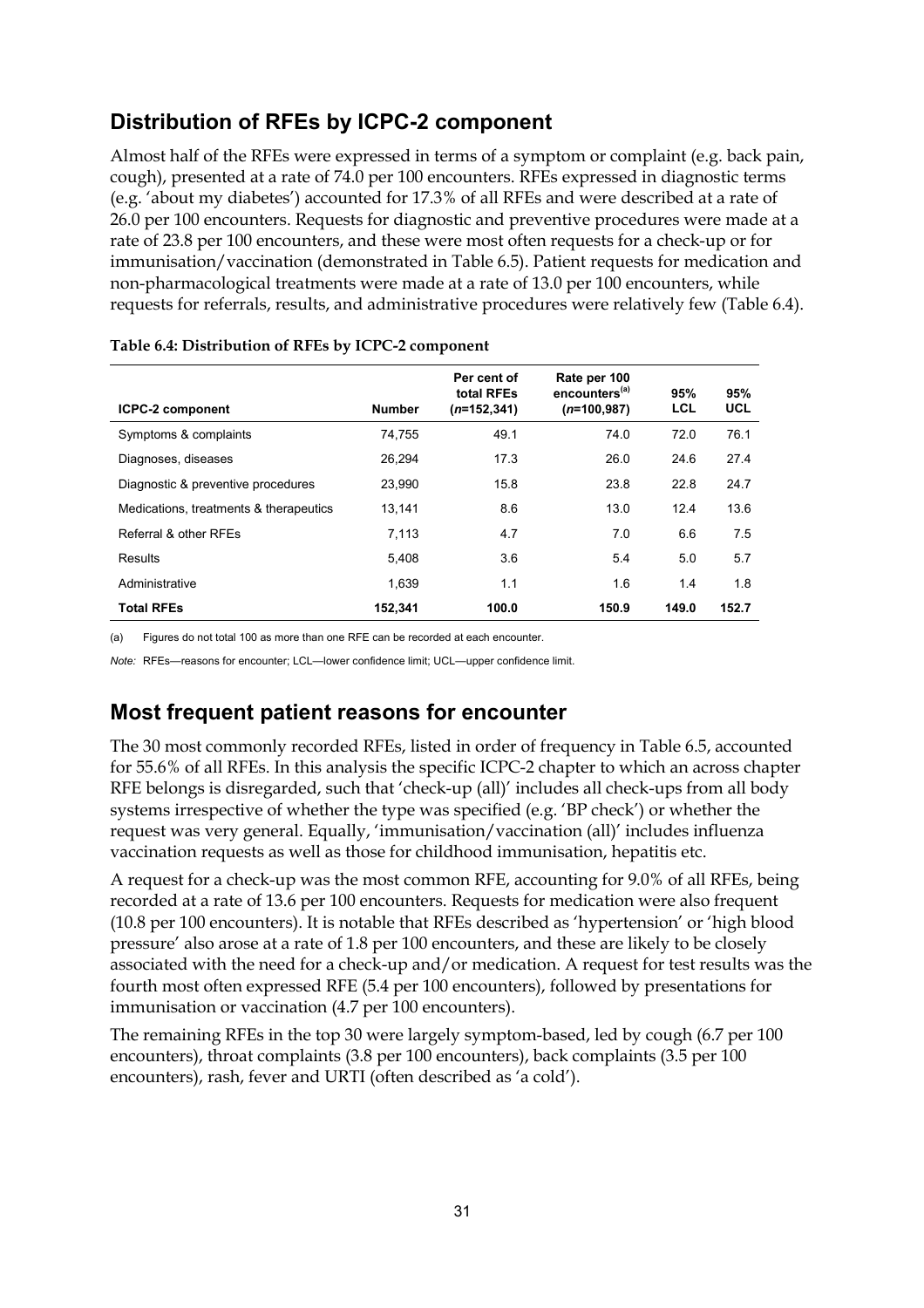## Distribution of RFEs by ICPC-2 component

Almost half of the RFEs were expressed in terms of a symptom or complaint (e.g. back pain, cough), presented at a rate of 74.0 per 100 encounters. RFEs expressed in diagnostic terms (e.g. 'about my diabetes') accounted for 17.3% of all RFEs and were described at a rate of 26.0 per 100 encounters. Requests for diagnostic and preventive procedures were made at a rate of 23.8 per 100 encounters, and these were most often requests for a check-up or for immunisation/vaccination (demonstrated in Table 6.5). Patient requests for medication and non-pharmacological treatments were made at a rate of 13.0 per 100 encounters, while requests for referrals, results, and administrative procedures were relatively few (Table 6.4).

**Table 6.4: Distribution of RFEs by ICPC-2 component**

| ICPC-2 component | Number | Per cent of total RFEs (*n*=152,341) | Rate per 100 encounters[(a)] (*n*=100,987) | 95% LCL | 95% UCL |
|---|---|---|---|---|---|
| Symptoms & complaints | 74,755 | 49.1 | 74.0 | 72.0 | 76.1 |
| Diagnoses, diseases | 26,294 | 17.3 | 26.0 | 24.6 | 27.4 |
| Diagnostic & preventive procedures | 23,990 | 15.8 | 23.8 | 22.8 | 24.7 |
| Medications, treatments & therapeutics | 13,141 | 8.6 | 13.0 | 12.4 | 13.6 |
| Referral & other RFEs | 7,113 | 4.7 | 7.0 | 6.6 | 7.5 |
| Results | 5,408 | 3.6 | 5.4 | 5.0 | 5.7 |
| Administrative | 1,639 | 1.1 | 1.6 | 1.4 | 1.8 |
| **Total RFEs** | **152,341** | **100.0** | **150.9** | **149.0** | **152.7** |

(a) Figures do not total 100 as more than one RFE can be recorded at each encounter.

*Note:* RFEs—reasons for encounter; LCL—lower confidence limit; UCL—upper confidence limit.

## Most frequent patient reasons for encounter

The 30 most commonly recorded RFEs, listed in order of frequency in Table 6.5, accounted for 55.6% of all RFEs. In this analysis the specific ICPC-2 chapter to which an across chapter RFE belongs is disregarded, such that 'check-up (all)' includes all check-ups from all body systems irrespective of whether the type was specified (e.g. 'BP check') or whether the request was very general. Equally, 'immunisation/vaccination (all)' includes influenza vaccination requests as well as those for childhood immunisation, hepatitis etc.

A request for a check-up was the most common RFE, accounting for 9.0% of all RFEs, being recorded at a rate of 13.6 per 100 encounters. Requests for medication were also frequent (10.8 per 100 encounters). It is notable that RFEs described as 'hypertension' or 'high blood pressure' also arose at a rate of 1.8 per 100 encounters, and these are likely to be closely associated with the need for a check-up and/or medication. A request for test results was the fourth most often expressed RFE (5.4 per 100 encounters), followed by presentations for immunisation or vaccination (4.7 per 100 encounters).

The remaining RFEs in the top 30 were largely symptom-based, led by cough (6.7 per 100 encounters), throat complaints (3.8 per 100 encounters), back complaints (3.5 per 100 encounters), rash, fever and URTI (often described as 'a cold').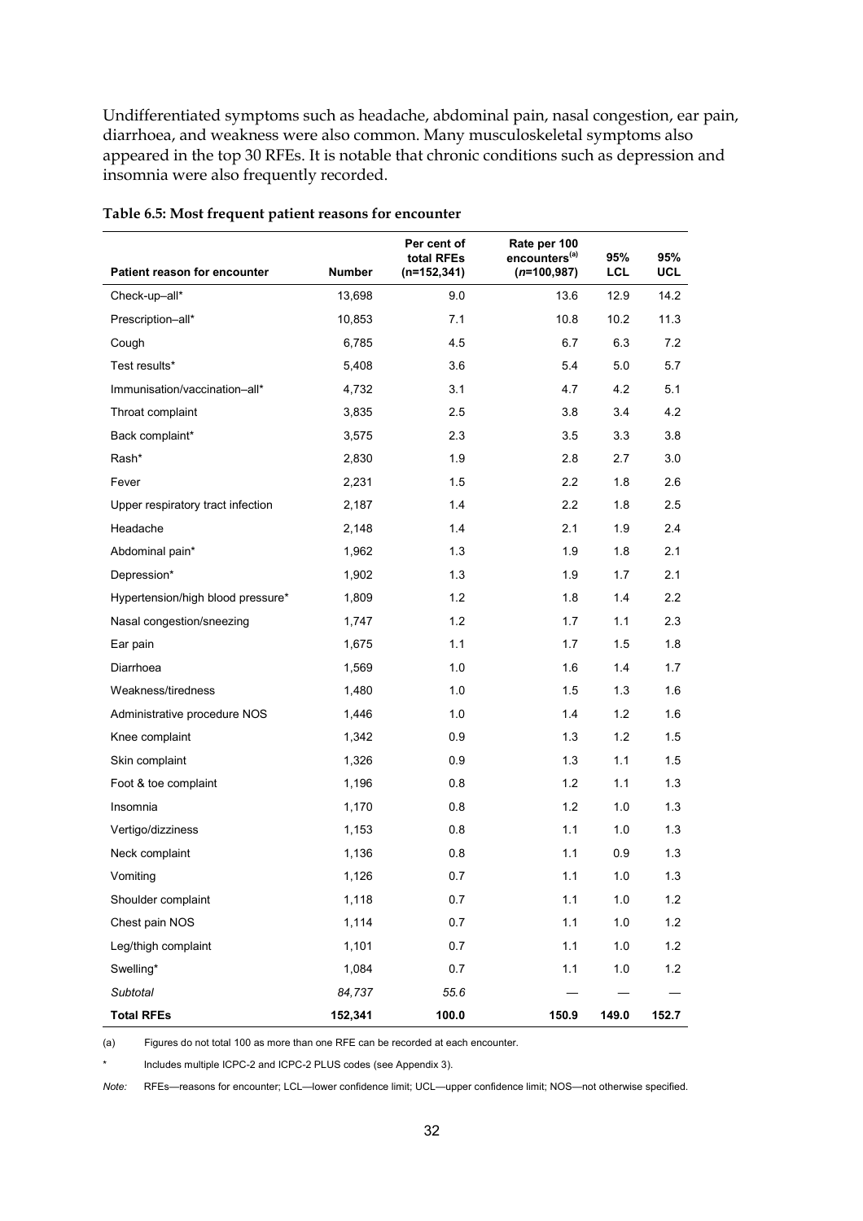Undifferentiated symptoms such as headache, abdominal pain, nasal congestion, ear pain, diarrhoea, and weakness were also common. Many musculoskeletal symptoms also appeared in the top 30 RFEs. It is notable that chronic conditions such as depression and insomnia were also frequently recorded.

**Table 6.5: Most frequent patient reasons for encounter**

| Patient reason for encounter | Number | Per cent of total RFEs (n=152,341) | Rate per 100 encounters[(a)] (*n*=100,987) | 95% LCL | 95% UCL |
|---|---|---|---|---|---|
| Check-up–all* | 13,698 | 9.0 | 13.6 | 12.9 | 14.2 |
| Prescription–all* | 10,853 | 7.1 | 10.8 | 10.2 | 11.3 |
| Cough | 6,785 | 4.5 | 6.7 | 6.3 | 7.2 |
| Test results* | 5,408 | 3.6 | 5.4 | 5.0 | 5.7 |
| Immunisation/vaccination–all* | 4,732 | 3.1 | 4.7 | 4.2 | 5.1 |
| Throat complaint | 3,835 | 2.5 | 3.8 | 3.4 | 4.2 |
| Back complaint* | 3,575 | 2.3 | 3.5 | 3.3 | 3.8 |
| Rash* | 2,830 | 1.9 | 2.8 | 2.7 | 3.0 |
| Fever | 2,231 | 1.5 | 2.2 | 1.8 | 2.6 |
| Upper respiratory tract infection | 2,187 | 1.4 | 2.2 | 1.8 | 2.5 |
| Headache | 2,148 | 1.4 | 2.1 | 1.9 | 2.4 |
| Abdominal pain* | 1,962 | 1.3 | 1.9 | 1.8 | 2.1 |
| Depression* | 1,902 | 1.3 | 1.9 | 1.7 | 2.1 |
| Hypertension/high blood pressure* | 1,809 | 1.2 | 1.8 | 1.4 | 2.2 |
| Nasal congestion/sneezing | 1,747 | 1.2 | 1.7 | 1.1 | 2.3 |
| Ear pain | 1,675 | 1.1 | 1.7 | 1.5 | 1.8 |
| Diarrhoea | 1,569 | 1.0 | 1.6 | 1.4 | 1.7 |
| Weakness/tiredness | 1,480 | 1.0 | 1.5 | 1.3 | 1.6 |
| Administrative procedure NOS | 1,446 | 1.0 | 1.4 | 1.2 | 1.6 |
| Knee complaint | 1,342 | 0.9 | 1.3 | 1.2 | 1.5 |
| Skin complaint | 1,326 | 0.9 | 1.3 | 1.1 | 1.5 |
| Foot & toe complaint | 1,196 | 0.8 | 1.2 | 1.1 | 1.3 |
| Insomnia | 1,170 | 0.8 | 1.2 | 1.0 | 1.3 |
| Vertigo/dizziness | 1,153 | 0.8 | 1.1 | 1.0 | 1.3 |
| Neck complaint | 1,136 | 0.8 | 1.1 | 0.9 | 1.3 |
| Vomiting | 1,126 | 0.7 | 1.1 | 1.0 | 1.3 |
| Shoulder complaint | 1,118 | 0.7 | 1.1 | 1.0 | 1.2 |
| Chest pain NOS | 1,114 | 0.7 | 1.1 | 1.0 | 1.2 |
| Leg/thigh complaint | 1,101 | 0.7 | 1.1 | 1.0 | 1.2 |
| Swelling* | 1,084 | 0.7 | 1.1 | 1.0 | 1.2 |
| *Subtotal* | *84,737* | *55.6* | — | — | — |
| **Total RFEs** | **152,341** | **100.0** | **150.9** | **149.0** | **152.7** |

(a) Figures do not total 100 as more than one RFE can be recorded at each encounter.

\* Includes multiple ICPC-2 and ICPC-2 PLUS codes (see Appendix 3).

*Note:* RFEs—reasons for encounter; LCL—lower confidence limit; UCL—upper confidence limit; NOS—not otherwise specified.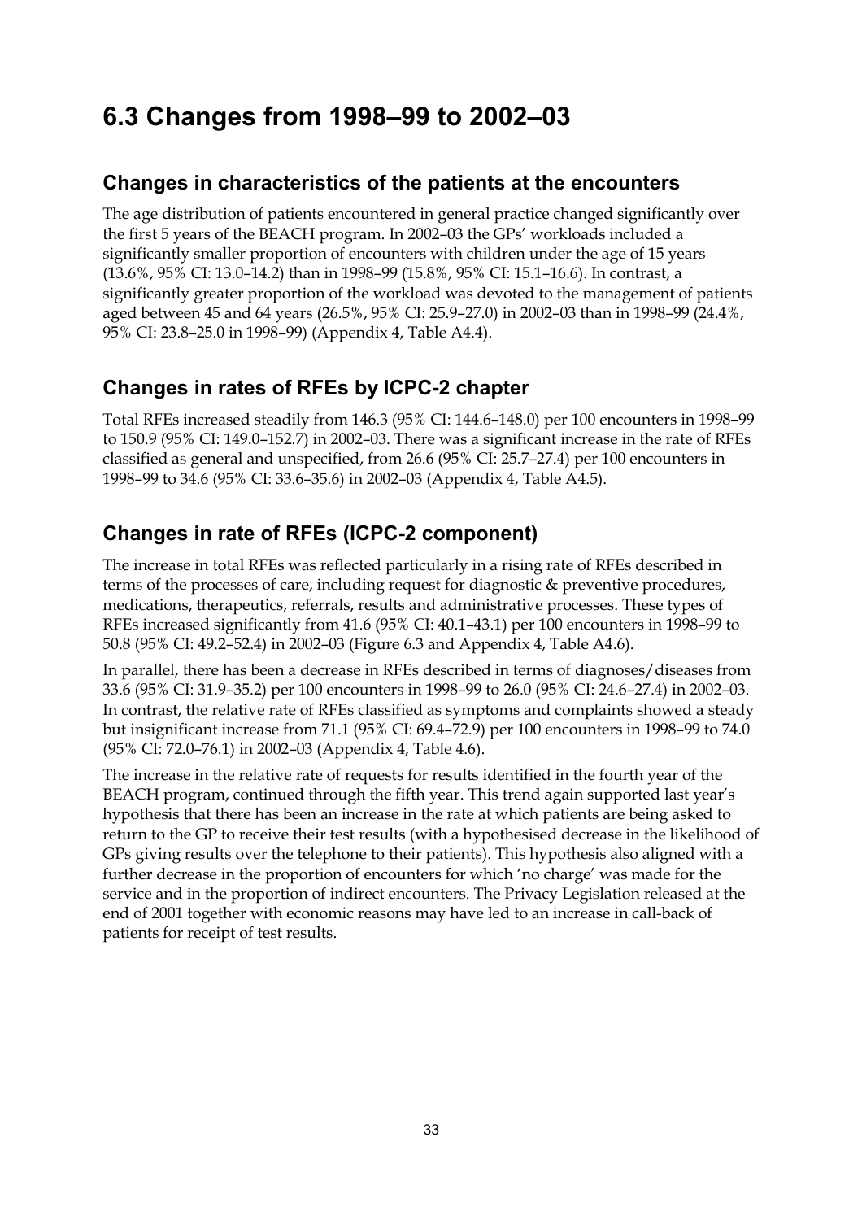# 6.3 Changes from 1998–99 to 2002–03

## Changes in characteristics of the patients at the encounters

The age distribution of patients encountered in general practice changed significantly over the first 5 years of the BEACH program. In 2002–03 the GPs' workloads included a significantly smaller proportion of encounters with children under the age of 15 years (13.6%, 95% CI: 13.0–14.2) than in 1998–99 (15.8%, 95% CI: 15.1–16.6). In contrast, a significantly greater proportion of the workload was devoted to the management of patients aged between 45 and 64 years (26.5%, 95% CI: 25.9–27.0) in 2002–03 than in 1998–99 (24.4%, 95% CI: 23.8–25.0 in 1998–99) (Appendix 4, Table A4.4).

## Changes in rates of RFEs by ICPC-2 chapter

Total RFEs increased steadily from 146.3 (95% CI: 144.6–148.0) per 100 encounters in 1998–99 to 150.9 (95% CI: 149.0–152.7) in 2002–03. There was a significant increase in the rate of RFEs classified as general and unspecified, from 26.6 (95% CI: 25.7–27.4) per 100 encounters in 1998–99 to 34.6 (95% CI: 33.6–35.6) in 2002–03 (Appendix 4, Table A4.5).

## Changes in rate of RFEs (ICPC-2 component)

The increase in total RFEs was reflected particularly in a rising rate of RFEs described in terms of the processes of care, including request for diagnostic & preventive procedures, medications, therapeutics, referrals, results and administrative processes. These types of RFEs increased significantly from 41.6 (95% CI: 40.1–43.1) per 100 encounters in 1998–99 to 50.8 (95% CI: 49.2–52.4) in 2002–03 (Figure 6.3 and Appendix 4, Table A4.6).

In parallel, there has been a decrease in RFEs described in terms of diagnoses/diseases from 33.6 (95% CI: 31.9–35.2) per 100 encounters in 1998–99 to 26.0 (95% CI: 24.6–27.4) in 2002–03. In contrast, the relative rate of RFEs classified as symptoms and complaints showed a steady but insignificant increase from 71.1 (95% CI: 69.4–72.9) per 100 encounters in 1998–99 to 74.0 (95% CI: 72.0–76.1) in 2002–03 (Appendix 4, Table 4.6).

The increase in the relative rate of requests for results identified in the fourth year of the BEACH program, continued through the fifth year. This trend again supported last year's hypothesis that there has been an increase in the rate at which patients are being asked to return to the GP to receive their test results (with a hypothesised decrease in the likelihood of GPs giving results over the telephone to their patients). This hypothesis also aligned with a further decrease in the proportion of encounters for which 'no charge' was made for the service and in the proportion of indirect encounters. The Privacy Legislation released at the end of 2001 together with economic reasons may have led to an increase in call-back of patients for receipt of test results.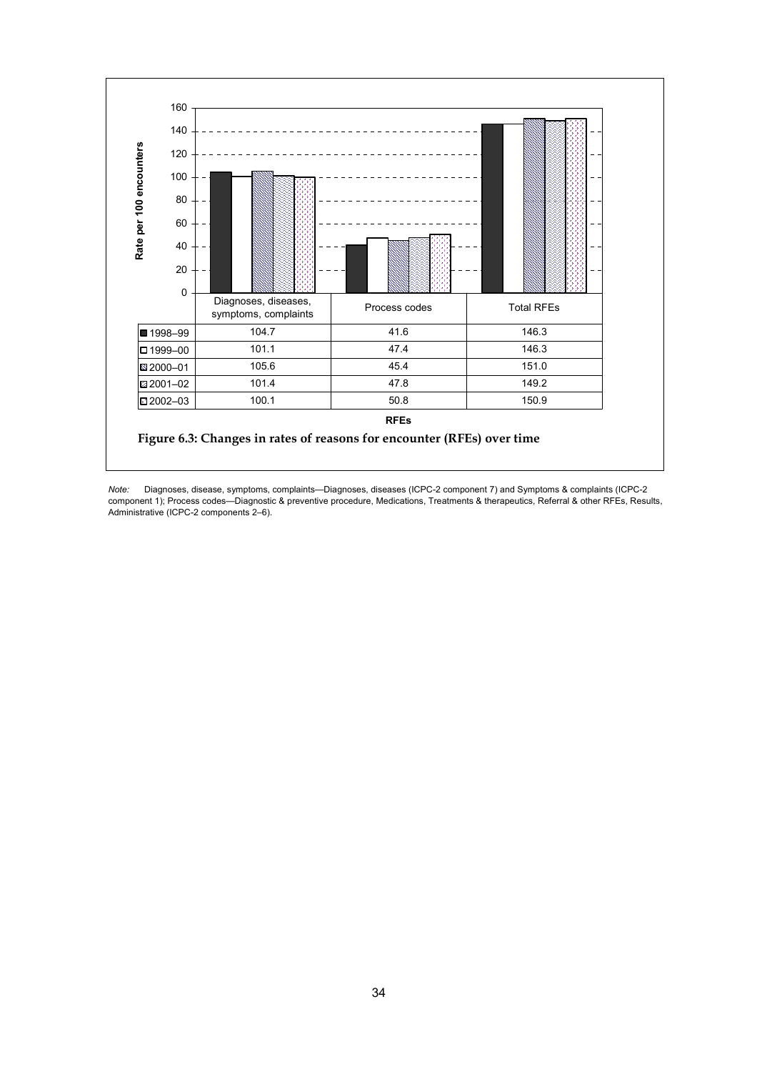160
140
120
100
80
60
40
20
0

Rate per 100 encounters

Diagnoses, diseases, symptoms, complaints | Process codes | Total RFEs

1998–99 | 104.7 | 41.6 | 146.3

1999–00 | 101.1 | 47.4 | 146.3

2000–01 | 105.6 | 45.4 | 151.0

2001–02 | 101.4 | 47.8 | 149.2

2002–03 | 100.1 | 50.8 | 150.9

RFEs

**Figure 6.3: Changes in rates of reasons for encounter (RFEs) over time**

*Note:* Diagnoses, disease, symptoms, complaints—Diagnoses, diseases (ICPC-2 component 7) and Symptoms & complaints (ICPC-2 component 1); Process codes—Diagnostic & preventive procedure, Medications, Treatments & therapeutics, Referral & other RFEs, Results, Administrative (ICPC-2 components 2–6).